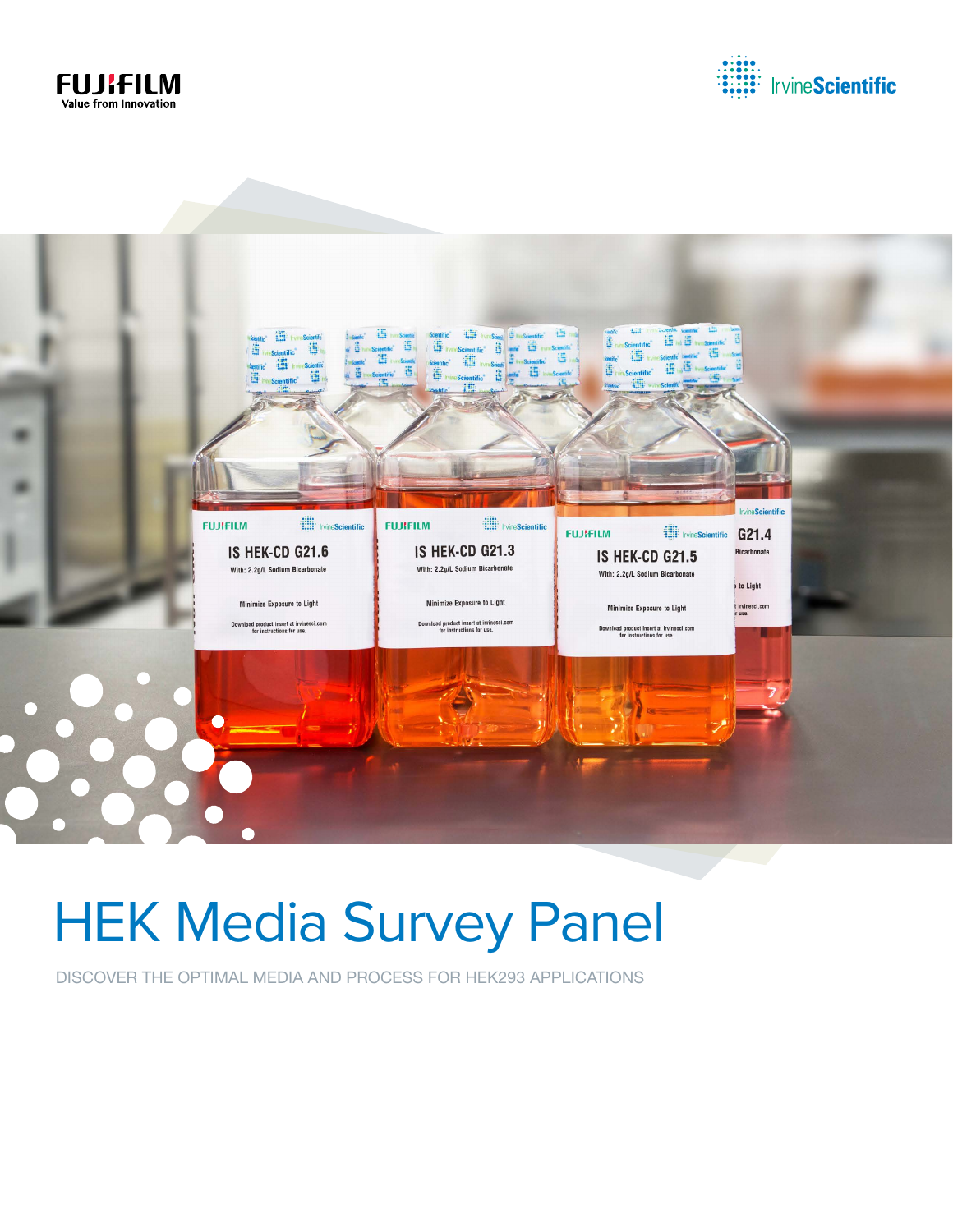# HEK Media Survey Panel

DISCOVER THE OPTIMAL MEDIA AND PROCESS FOR HEK293 APPLICATIONS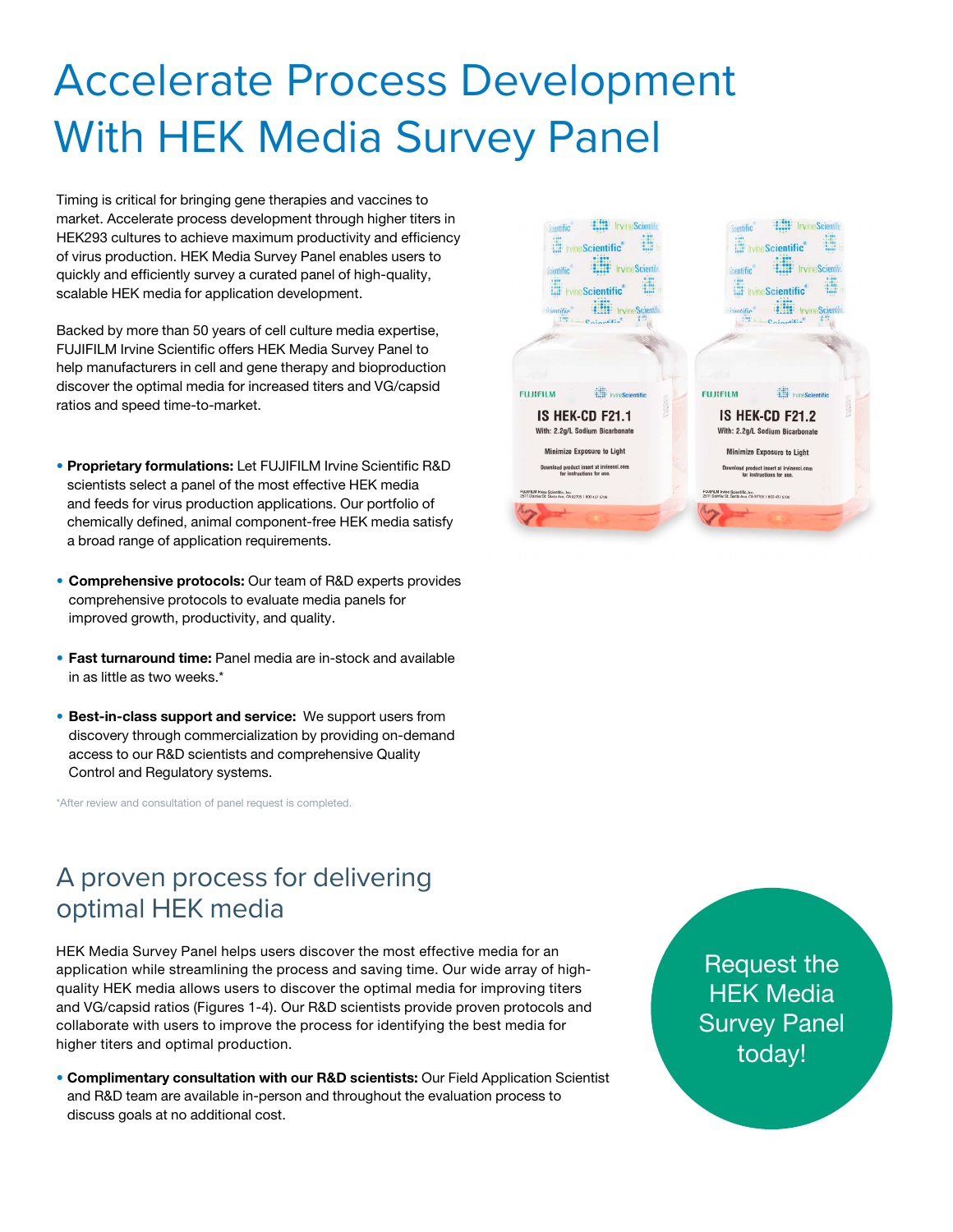# Accelerate Process Development With HEK Media Survey Panel

Timing is critical for bringing gene therapies and vaccines to market. Accelerate process development through higher titers in HEK293 cultures to achieve maximum productivity and efficiency of virus production. HEK Media Survey Panel enables users to quickly and efficiently survey a curated panel of high-quality, scalable HEK media for application development.

Backed by more than 50 years of cell culture media expertise, FUJIFILM Irvine Scientific offers HEK Media Survey Panel to help manufacturers in cell and gene therapy and bioproduction discover the optimal media for increased titers and VG/capsid ratios and speed time-to-market.

- **Proprietary formulations:** Let FUJIFILM Irvine Scientific R&D scientists select a panel of the most effective HEK media and feeds for virus production applications. Our portfolio of chemically defined, animal component-free HEK media satisfy a broad range of application requirements.
- **Comprehensive protocols:** Our team of R&D experts provides comprehensive protocols to evaluate media panels for improved growth, productivity, and quality.
- **Fast turnaround time:** Panel media are in-stock and available in as little as two weeks.*
- **Best-in-class support and service:** We support users from discovery through commercialization by providing on-demand access to our R&D scientists and comprehensive Quality Control and Regulatory systems.

*After review and consultation of panel request is completed.

## A proven process for delivering optimal HEK media

HEK Media Survey Panel helps users discover the most effective media for an application while streamlining the process and saving time. Our wide array of high-quality HEK media allows users to discover the optimal media for improving titers and VG/capsid ratios (Figures 1-4). Our R&D scientists provide proven protocols and collaborate with users to improve the process for identifying the best media for higher titers and optimal production.

- **Complimentary consultation with our R&D scientists:** Our Field Application Scientist and R&D team are available in-person and throughout the evaluation process to discuss goals at no additional cost.

Request the HEK Media Survey Panel today!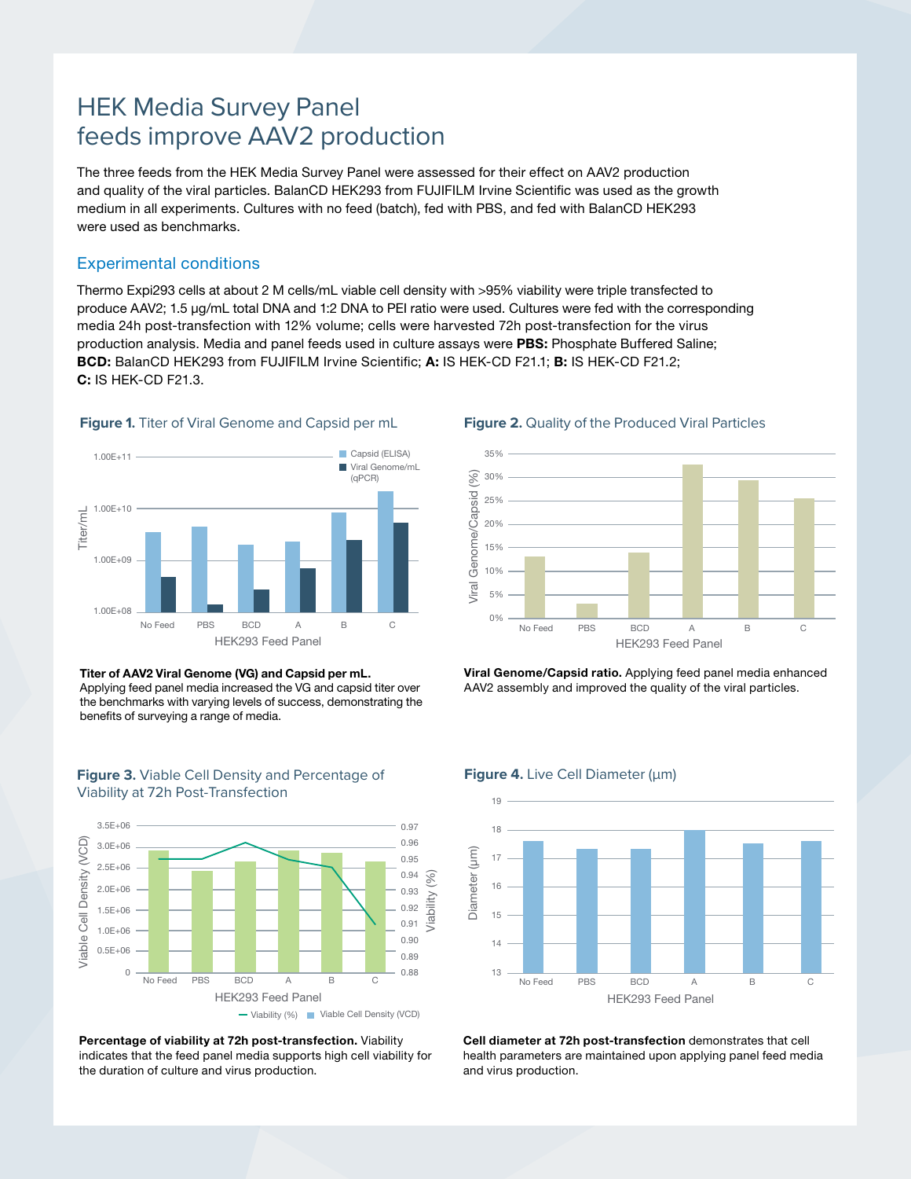# HEK Media Survey Panel feeds improve AAV2 production

The three feeds from the HEK Media Survey Panel were assessed for their effect on AAV2 production and quality of the viral particles. BalanCD HEK293 from FUJIFILM Irvine Scientific was used as the growth medium in all experiments. Cultures with no feed (batch), fed with PBS, and fed with BalanCD HEK293 were used as benchmarks.

## Experimental conditions

Thermo Expi293 cells at about 2 M cells/mL viable cell density with >95% viability were triple transfected to produce AAV2; 1.5 µg/mL total DNA and 1:2 DNA to PEI ratio were used. Cultures were fed with the corresponding media 24h post-transfection with 12% volume; cells were harvested 72h post-transfection for the virus production analysis. Media and panel feeds used in culture assays were **PBS:** Phosphate Buffered Saline; **BCD:** BalanCD HEK293 from FUJIFILM Irvine Scientific; **A:** IS HEK-CD F21.1; **B:** IS HEK-CD F21.2; **C:** IS HEK-CD F21.3.

**Figure 1.** Titer of Viral Genome and Capsid per mL

**Titer of AAV2 Viral Genome (VG) and Capsid per mL.** Applying feed panel media increased the VG and capsid titer over the benchmarks with varying levels of success, demonstrating the benefits of surveying a range of media.

**Figure 2.** Quality of the Produced Viral Particles

**Viral Genome/Capsid ratio.** Applying feed panel media enhanced AAV2 assembly and improved the quality of the viral particles.

**Figure 3.** Viable Cell Density and Percentage of Viability at 72h Post-Transfection

**Percentage of viability at 72h post-transfection.** Viability indicates that the feed panel media supports high cell viability for the duration of culture and virus production.

**Figure 4.** Live Cell Diameter (µm)

**Cell diameter at 72h post-transfection** demonstrates that cell health parameters are maintained upon applying panel feed media and virus production.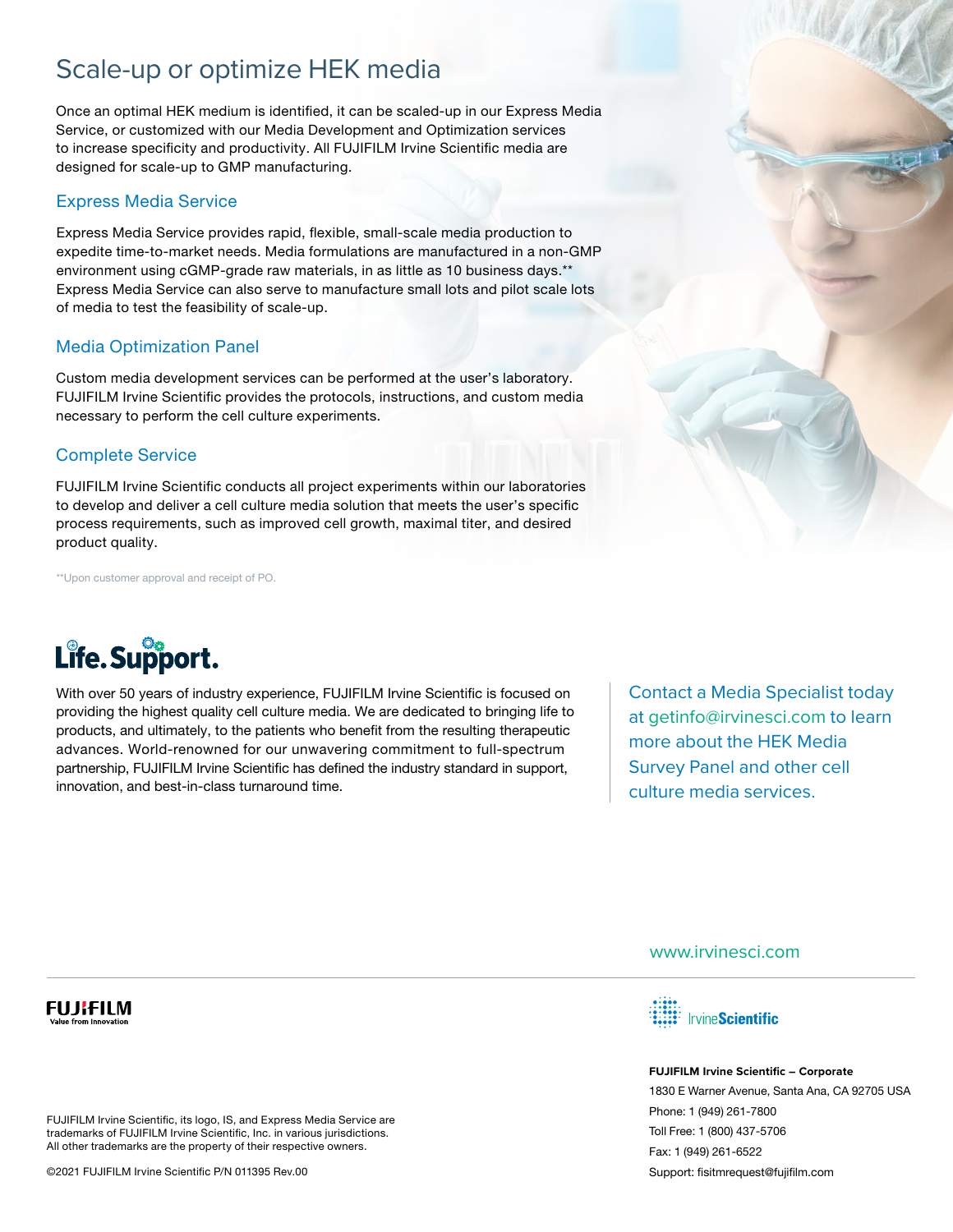# Scale-up or optimize HEK media

Once an optimal HEK medium is identified, it can be scaled-up in our Express Media Service, or customized with our Media Development and Optimization services to increase specificity and productivity. All FUJIFILM Irvine Scientific media are designed for scale-up to GMP manufacturing.

## Express Media Service

Express Media Service provides rapid, flexible, small-scale media production to expedite time-to-market needs. Media formulations are manufactured in a non-GMP environment using cGMP-grade raw materials, in as little as 10 business days.** Express Media Service can also serve to manufacture small lots and pilot scale lots of media to test the feasibility of scale-up.

## Media Optimization Panel

Custom media development services can be performed at the user's laboratory. FUJIFILM Irvine Scientific provides the protocols, instructions, and custom media necessary to perform the cell culture experiments.

## Complete Service

FUJIFILM Irvine Scientific conducts all project experiments within our laboratories to develop and deliver a cell culture media solution that meets the user's specific process requirements, such as improved cell growth, maximal titer, and desired product quality.

**Upon customer approval and receipt of PO.

## Life. Support.

With over 50 years of industry experience, FUJIFILM Irvine Scientific is focused on providing the highest quality cell culture media. We are dedicated to bringing life to products, and ultimately, to the patients who benefit from the resulting therapeutic advances. World-renowned for our unwavering commitment to full-spectrum partnership, FUJIFILM Irvine Scientific has defined the industry standard in support, innovation, and best-in-class turnaround time.

Contact a Media Specialist today at getinfo@irvinesci.com to learn more about the HEK Media Survey Panel and other cell culture media services.

www.irvinesci.com

FUJIFILM
Value from Innovation

IrvineScientific

**FUJIFILM Irvine Scientific – Corporate**
1830 E Warner Avenue, Santa Ana, CA 92705 USA
Phone: 1 (949) 261-7800
Toll Free: 1 (800) 437-5706
Fax: 1 (949) 261-6522
Support: fisitmrequest@fujifilm.com

FUJIFILM Irvine Scientific, its logo, IS, and Express Media Service are trademarks of FUJIFILM Irvine Scientific, Inc. in various jurisdictions. All other trademarks are the property of their respective owners.

©2021 FUJIFILM Irvine Scientific P/N 011395 Rev.00